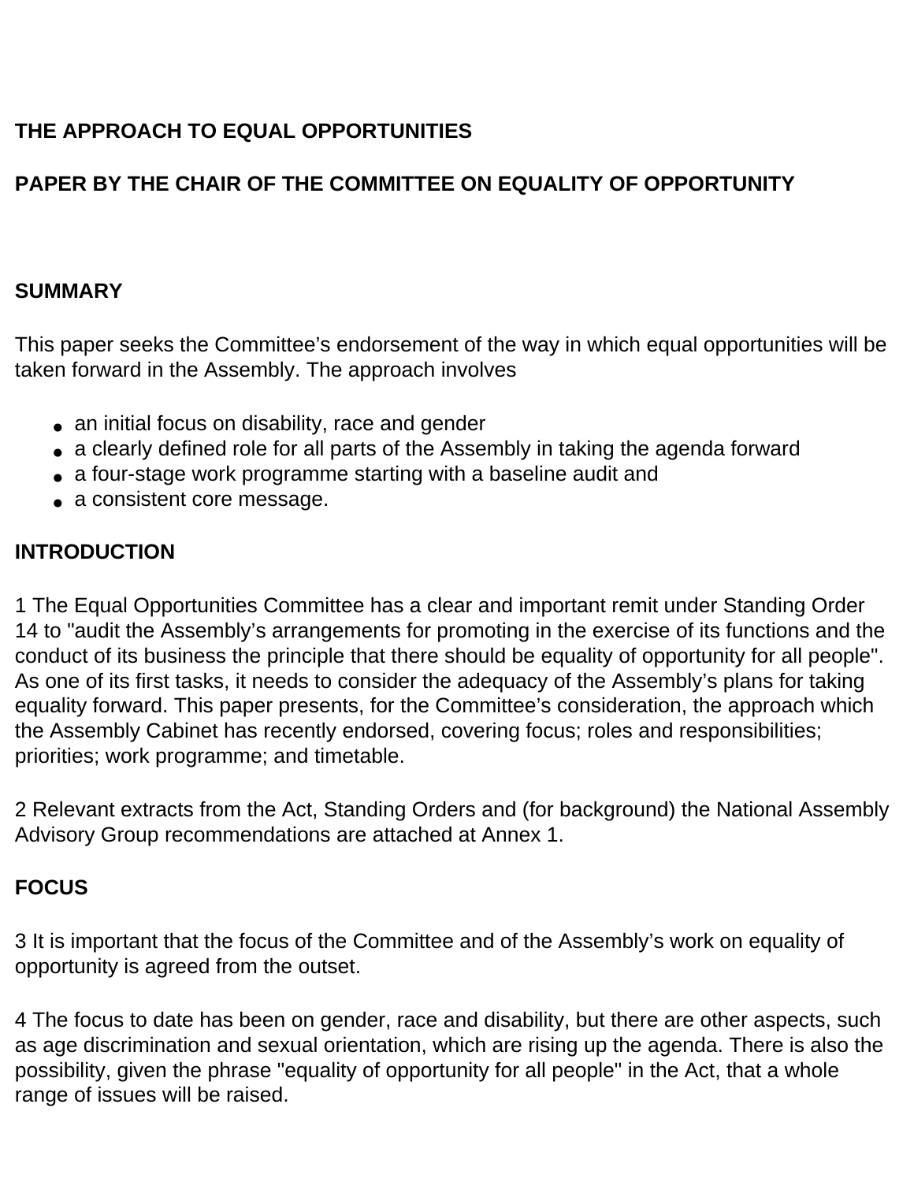**THE APPROACH TO EQUAL OPPORTUNITIES**

**PAPER BY THE CHAIR OF THE COMMITTEE ON EQUALITY OF OPPORTUNITY**

## SUMMARY

This paper seeks the Committee's endorsement of the way in which equal opportunities will be taken forward in the Assembly. The approach involves

- an initial focus on disability, race and gender
- a clearly defined role for all parts of the Assembly in taking the agenda forward
- a four-stage work programme starting with a baseline audit and
- a consistent core message.

## INTRODUCTION

1 The Equal Opportunities Committee has a clear and important remit under Standing Order 14 to "audit the Assembly's arrangements for promoting in the exercise of its functions and the conduct of its business the principle that there should be equality of opportunity for all people". As one of its first tasks, it needs to consider the adequacy of the Assembly's plans for taking equality forward. This paper presents, for the Committee's consideration, the approach which the Assembly Cabinet has recently endorsed, covering focus; roles and responsibilities; priorities; work programme; and timetable.

2 Relevant extracts from the Act, Standing Orders and (for background) the National Assembly Advisory Group recommendations are attached at Annex 1.

## FOCUS

3 It is important that the focus of the Committee and of the Assembly's work on equality of opportunity is agreed from the outset.

4 The focus to date has been on gender, race and disability, but there are other aspects, such as age discrimination and sexual orientation, which are rising up the agenda. There is also the possibility, given the phrase "equality of opportunity for all people" in the Act, that a whole range of issues will be raised.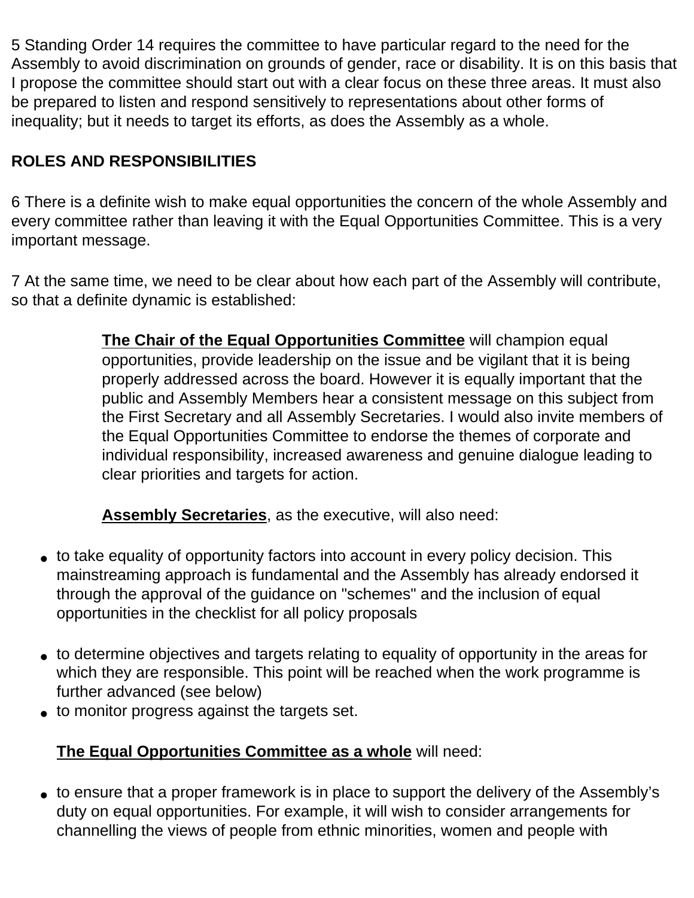5 Standing Order 14 requires the committee to have particular regard to the need for the Assembly to avoid discrimination on grounds of gender, race or disability. It is on this basis that I propose the committee should start out with a clear focus on these three areas. It must also be prepared to listen and respond sensitively to representations about other forms of inequality; but it needs to target its efforts, as does the Assembly as a whole.

**ROLES AND RESPONSIBILITIES**

6 There is a definite wish to make equal opportunities the concern of the whole Assembly and every committee rather than leaving it with the Equal Opportunities Committee. This is a very important message.

7 At the same time, we need to be clear about how each part of the Assembly will contribute, so that a definite dynamic is established:

> **The Chair of the Equal Opportunities Committee** will champion equal opportunities, provide leadership on the issue and be vigilant that it is being properly addressed across the board. However it is equally important that the public and Assembly Members hear a consistent message on this subject from the First Secretary and all Assembly Secretaries. I would also invite members of the Equal Opportunities Committee to endorse the themes of corporate and individual responsibility, increased awareness and genuine dialogue leading to clear priorities and targets for action.
>
> **Assembly Secretaries**, as the executive, will also need:

- to take equality of opportunity factors into account in every policy decision. This mainstreaming approach is fundamental and the Assembly has already endorsed it through the approval of the guidance on "schemes" and the inclusion of equal opportunities in the checklist for all policy proposals
- to determine objectives and targets relating to equality of opportunity in the areas for which they are responsible. This point will be reached when the work programme is further advanced (see below)
- to monitor progress against the targets set.

**The Equal Opportunities Committee as a whole** will need:

- to ensure that a proper framework is in place to support the delivery of the Assembly's duty on equal opportunities. For example, it will wish to consider arrangements for channelling the views of people from ethnic minorities, women and people with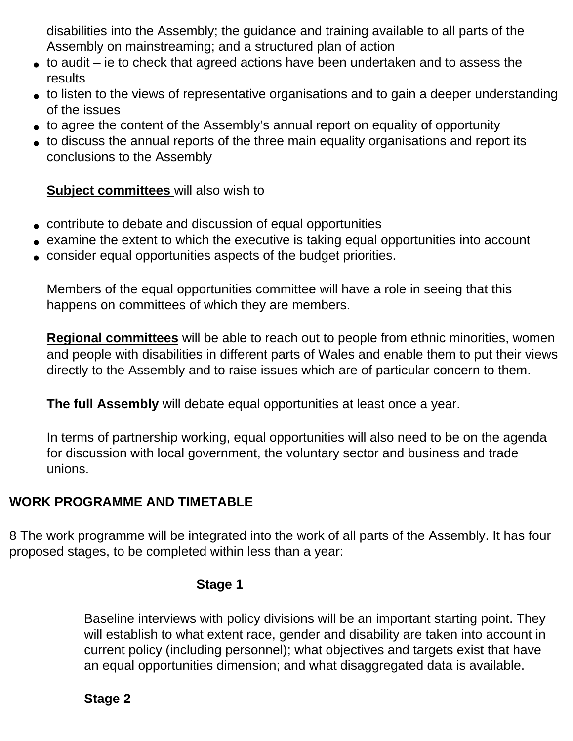disabilities into the Assembly; the guidance and training available to all parts of the Assembly on mainstreaming; and a structured plan of action

- to audit – ie to check that agreed actions have been undertaken and to assess the results
- to listen to the views of representative organisations and to gain a deeper understanding of the issues
- to agree the content of the Assembly's annual report on equality of opportunity
- to discuss the annual reports of the three main equality organisations and report its conclusions to the Assembly

**Subject committees** will also wish to

- contribute to debate and discussion of equal opportunities
- examine the extent to which the executive is taking equal opportunities into account
- consider equal opportunities aspects of the budget priorities.

Members of the equal opportunities committee will have a role in seeing that this happens on committees of which they are members.

**Regional committees** will be able to reach out to people from ethnic minorities, women and people with disabilities in different parts of Wales and enable them to put their views directly to the Assembly and to raise issues which are of particular concern to them.

**The full Assembly** will debate equal opportunities at least once a year.

In terms of partnership working, equal opportunities will also need to be on the agenda for discussion with local government, the voluntary sector and business and trade unions.

## WORK PROGRAMME AND TIMETABLE

8 The work programme will be integrated into the work of all parts of the Assembly. It has four proposed stages, to be completed within less than a year:

### Stage 1

Baseline interviews with policy divisions will be an important starting point. They will establish to what extent race, gender and disability are taken into account in current policy (including personnel); what objectives and targets exist that have an equal opportunities dimension; and what disaggregated data is available.

### Stage 2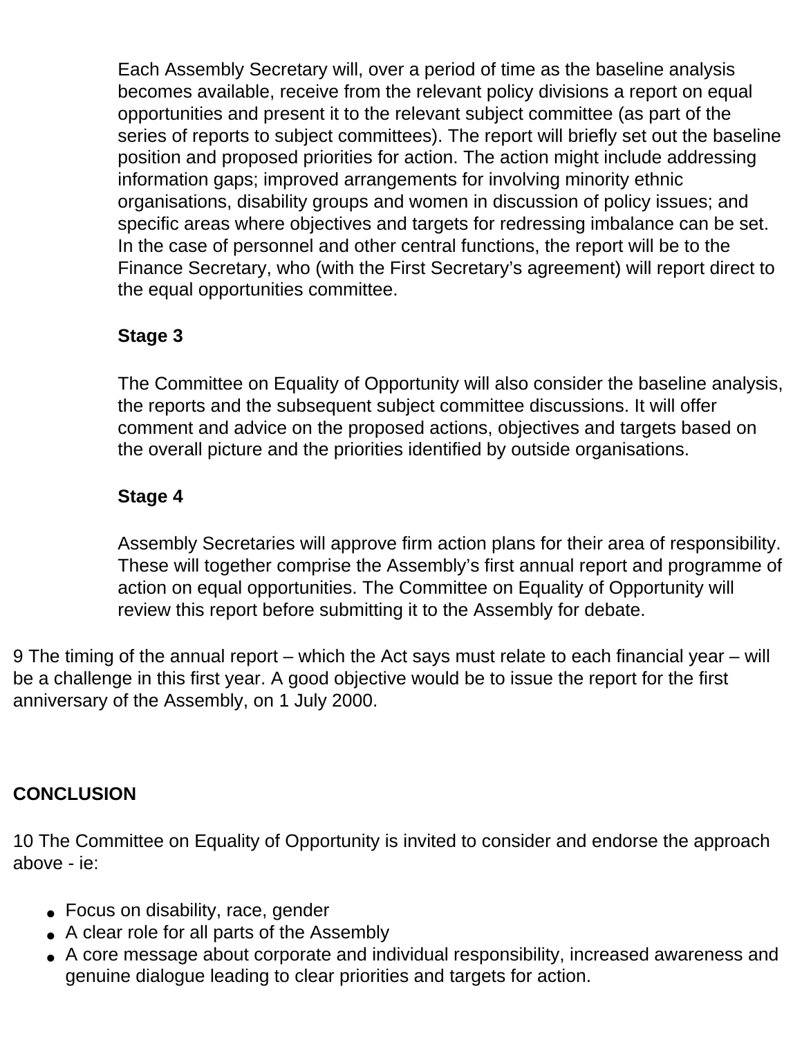Each Assembly Secretary will, over a period of time as the baseline analysis becomes available, receive from the relevant policy divisions a report on equal opportunities and present it to the relevant subject committee (as part of the series of reports to subject committees). The report will briefly set out the baseline position and proposed priorities for action. The action might include addressing information gaps; improved arrangements for involving minority ethnic organisations, disability groups and women in discussion of policy issues; and specific areas where objectives and targets for redressing imbalance can be set. In the case of personnel and other central functions, the report will be to the Finance Secretary, who (with the First Secretary's agreement) will report direct to the equal opportunities committee.

**Stage 3**

The Committee on Equality of Opportunity will also consider the baseline analysis, the reports and the subsequent subject committee discussions. It will offer comment and advice on the proposed actions, objectives and targets based on the overall picture and the priorities identified by outside organisations.

**Stage 4**

Assembly Secretaries will approve firm action plans for their area of responsibility. These will together comprise the Assembly's first annual report and programme of action on equal opportunities. The Committee on Equality of Opportunity will review this report before submitting it to the Assembly for debate.

9 The timing of the annual report – which the Act says must relate to each financial year – will be a challenge in this first year. A good objective would be to issue the report for the first anniversary of the Assembly, on 1 July 2000.

## CONCLUSION

10 The Committee on Equality of Opportunity is invited to consider and endorse the approach above - ie:

- Focus on disability, race, gender
- A clear role for all parts of the Assembly
- A core message about corporate and individual responsibility, increased awareness and genuine dialogue leading to clear priorities and targets for action.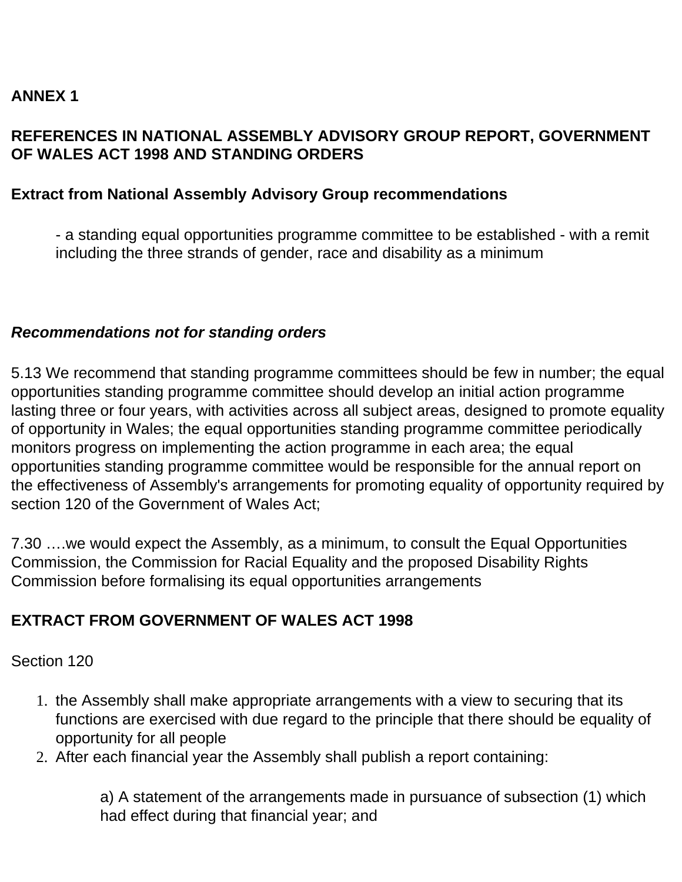**ANNEX 1**

**REFERENCES IN NATIONAL ASSEMBLY ADVISORY GROUP REPORT, GOVERNMENT OF WALES ACT 1998 AND STANDING ORDERS**

**Extract from National Assembly Advisory Group recommendations**

> - a standing equal opportunities programme committee to be established - with a remit including the three strands of gender, race and disability as a minimum

***Recommendations not for standing orders***

5.13 We recommend that standing programme committees should be few in number; the equal opportunities standing programme committee should develop an initial action programme lasting three or four years, with activities across all subject areas, designed to promote equality of opportunity in Wales; the equal opportunities standing programme committee periodically monitors progress on implementing the action programme in each area; the equal opportunities standing programme committee would be responsible for the annual report on the effectiveness of Assembly's arrangements for promoting equality of opportunity required by section 120 of the Government of Wales Act;

7.30 ….we would expect the Assembly, as a minimum, to consult the Equal Opportunities Commission, the Commission for Racial Equality and the proposed Disability Rights Commission before formalising its equal opportunities arrangements

**EXTRACT FROM GOVERNMENT OF WALES ACT 1998**

Section 120

1. the Assembly shall make appropriate arrangements with a view to securing that its functions are exercised with due regard to the principle that there should be equality of opportunity for all people
2. After each financial year the Assembly shall publish a report containing:

    a) A statement of the arrangements made in pursuance of subsection (1) which had effect during that financial year; and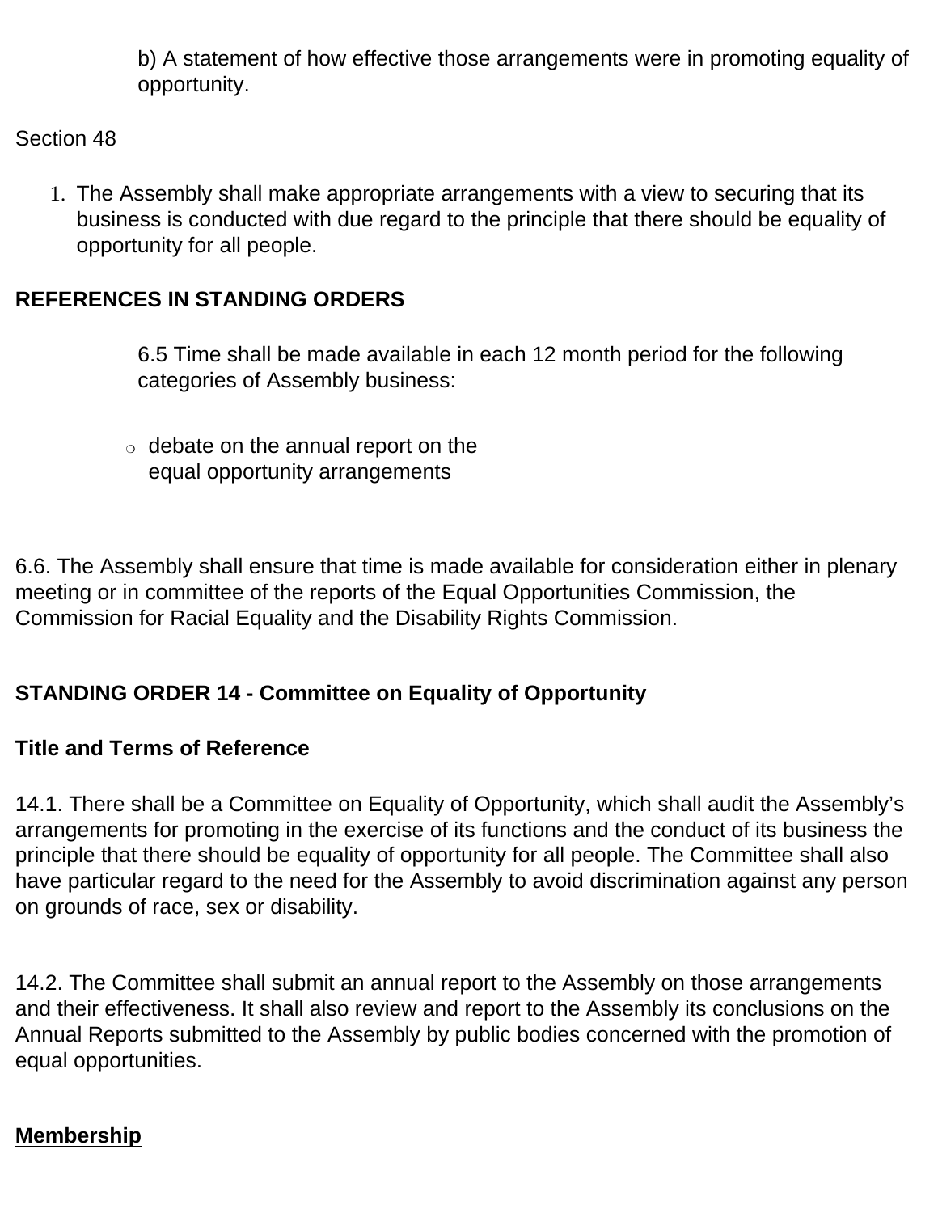b) A statement of how effective those arrangements were in promoting equality of opportunity.

Section 48

1. The Assembly shall make appropriate arrangements with a view to securing that its business is conducted with due regard to the principle that there should be equality of opportunity for all people.

**REFERENCES IN STANDING ORDERS**

6.5 Time shall be made available in each 12 month period for the following categories of Assembly business:

- debate on the annual report on the equal opportunity arrangements

6.6. The Assembly shall ensure that time is made available for consideration either in plenary meeting or in committee of the reports of the Equal Opportunities Commission, the Commission for Racial Equality and the Disability Rights Commission.

**STANDING ORDER 14 - Committee on Equality of Opportunity**

**Title and Terms of Reference**

14.1. There shall be a Committee on Equality of Opportunity, which shall audit the Assembly's arrangements for promoting in the exercise of its functions and the conduct of its business the principle that there should be equality of opportunity for all people. The Committee shall also have particular regard to the need for the Assembly to avoid discrimination against any person on grounds of race, sex or disability.

14.2. The Committee shall submit an annual report to the Assembly on those arrangements and their effectiveness. It shall also review and report to the Assembly its conclusions on the Annual Reports submitted to the Assembly by public bodies concerned with the promotion of equal opportunities.

**Membership**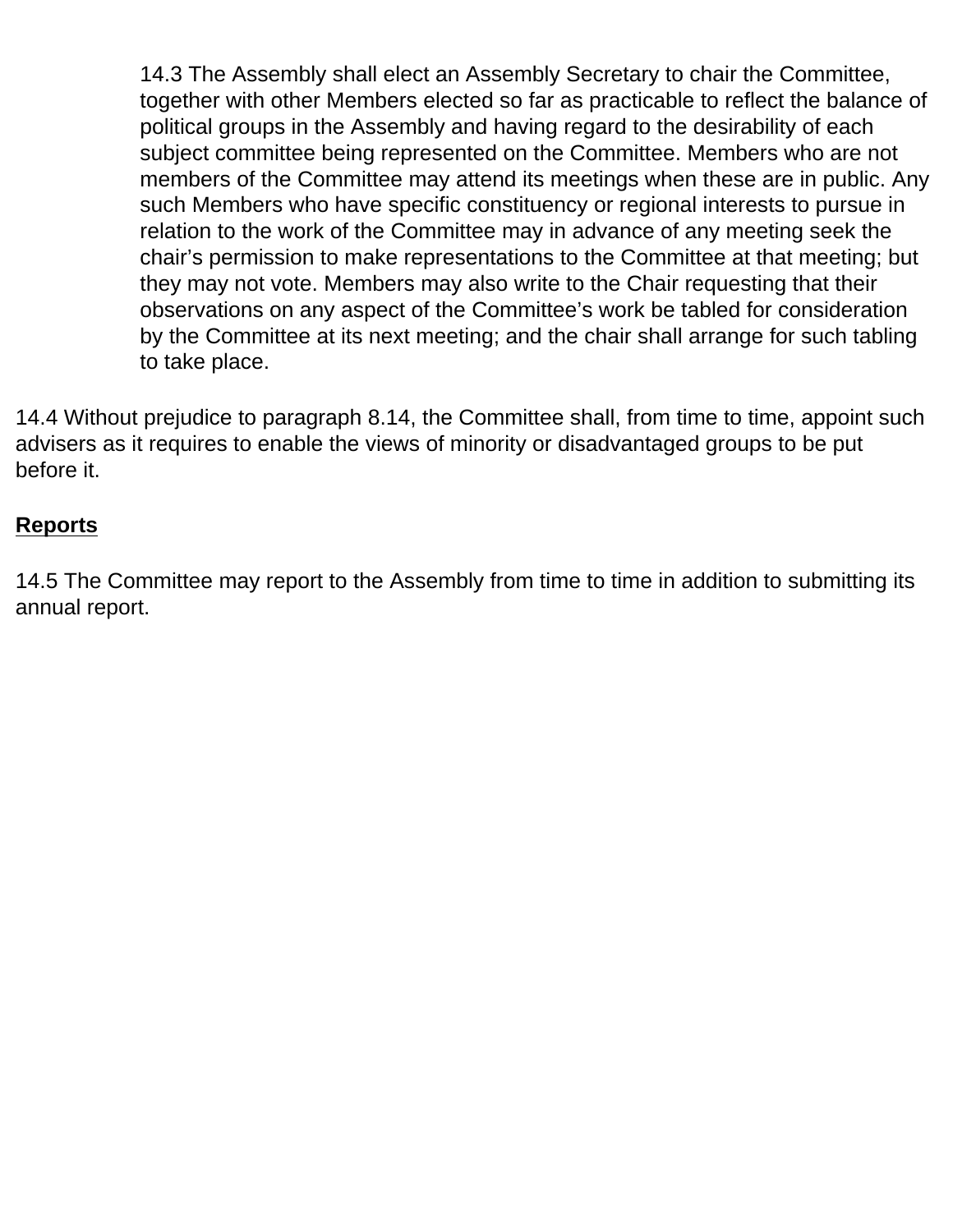14.3 The Assembly shall elect an Assembly Secretary to chair the Committee, together with other Members elected so far as practicable to reflect the balance of political groups in the Assembly and having regard to the desirability of each subject committee being represented on the Committee. Members who are not members of the Committee may attend its meetings when these are in public. Any such Members who have specific constituency or regional interests to pursue in relation to the work of the Committee may in advance of any meeting seek the chair's permission to make representations to the Committee at that meeting; but they may not vote. Members may also write to the Chair requesting that their observations on any aspect of the Committee's work be tabled for consideration by the Committee at its next meeting; and the chair shall arrange for such tabling to take place.

14.4 Without prejudice to paragraph 8.14, the Committee shall, from time to time, appoint such advisers as it requires to enable the views of minority or disadvantaged groups to be put before it.

**Reports**

14.5 The Committee may report to the Assembly from time to time in addition to submitting its annual report.